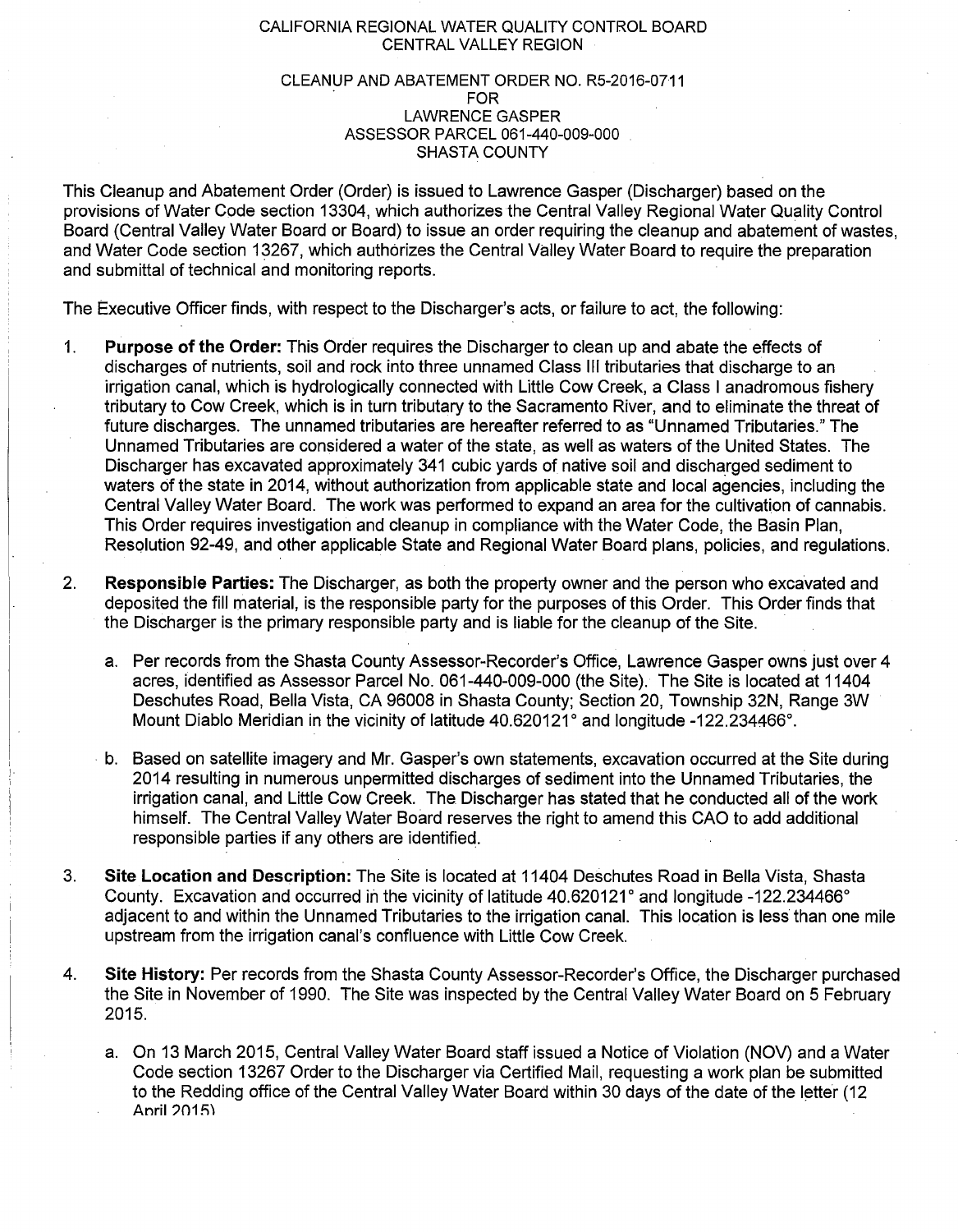CALIFORNIA REGIONAL WATER QUALITY CONTROL BOARD
CENTRAL VALLEY REGION

CLEANUP AND ABATEMENT ORDER NO. R5-2016-0711
FOR
LAWRENCE GASPER
ASSESSOR PARCEL 061-440-009-000
SHASTA COUNTY

This Cleanup and Abatement Order (Order) is issued to Lawrence Gasper (Discharger) based on the provisions of Water Code section 13304, which authorizes the Central Valley Regional Water Quality Control Board (Central Valley Water Board or Board) to issue an order requiring the cleanup and abatement of wastes, and Water Code section 13267, which authorizes the Central Valley Water Board to require the preparation and submittal of technical and monitoring reports.

The Executive Officer finds, with respect to the Discharger's acts, or failure to act, the following:

1. **Purpose of the Order:** This Order requires the Discharger to clean up and abate the effects of discharges of nutrients, soil and rock into three unnamed Class III tributaries that discharge to an irrigation canal, which is hydrologically connected with Little Cow Creek, a Class I anadromous fishery tributary to Cow Creek, which is in turn tributary to the Sacramento River, and to eliminate the threat of future discharges. The unnamed tributaries are hereafter referred to as "Unnamed Tributaries." The Unnamed Tributaries are considered a water of the state, as well as waters of the United States. The Discharger has excavated approximately 341 cubic yards of native soil and discharged sediment to waters of the state in 2014, without authorization from applicable state and local agencies, including the Central Valley Water Board. The work was performed to expand an area for the cultivation of cannabis. This Order requires investigation and cleanup in compliance with the Water Code, the Basin Plan, Resolution 92-49, and other applicable State and Regional Water Board plans, policies, and regulations.

2. **Responsible Parties:** The Discharger, as both the property owner and the person who excavated and deposited the fill material, is the responsible party for the purposes of this Order. This Order finds that the Discharger is the primary responsible party and is liable for the cleanup of the Site.

   a. Per records from the Shasta County Assessor-Recorder's Office, Lawrence Gasper owns just over 4 acres, identified as Assessor Parcel No. 061-440-009-000 (the Site). The Site is located at 11404 Deschutes Road, Bella Vista, CA 96008 in Shasta County; Section 20, Township 32N, Range 3W Mount Diablo Meridian in the vicinity of latitude 40.620121° and longitude -122.234466°.

   b. Based on satellite imagery and Mr. Gasper's own statements, excavation occurred at the Site during 2014 resulting in numerous unpermitted discharges of sediment into the Unnamed Tributaries, the irrigation canal, and Little Cow Creek. The Discharger has stated that he conducted all of the work himself. The Central Valley Water Board reserves the right to amend this CAO to add additional responsible parties if any others are identified.

3. **Site Location and Description:** The Site is located at 11404 Deschutes Road in Bella Vista, Shasta County. Excavation and occurred in the vicinity of latitude 40.620121° and longitude -122.234466° adjacent to and within the Unnamed Tributaries to the irrigation canal. This location is less than one mile upstream from the irrigation canal's confluence with Little Cow Creek.

4. **Site History:** Per records from the Shasta County Assessor-Recorder's Office, the Discharger purchased the Site in November of 1990. The Site was inspected by the Central Valley Water Board on 5 February 2015.

   a. On 13 March 2015, Central Valley Water Board staff issued a Notice of Violation (NOV) and a Water Code section 13267 Order to the Discharger via Certified Mail, requesting a work plan be submitted to the Redding office of the Central Valley Water Board within 30 days of the date of the letter (12 April 2015)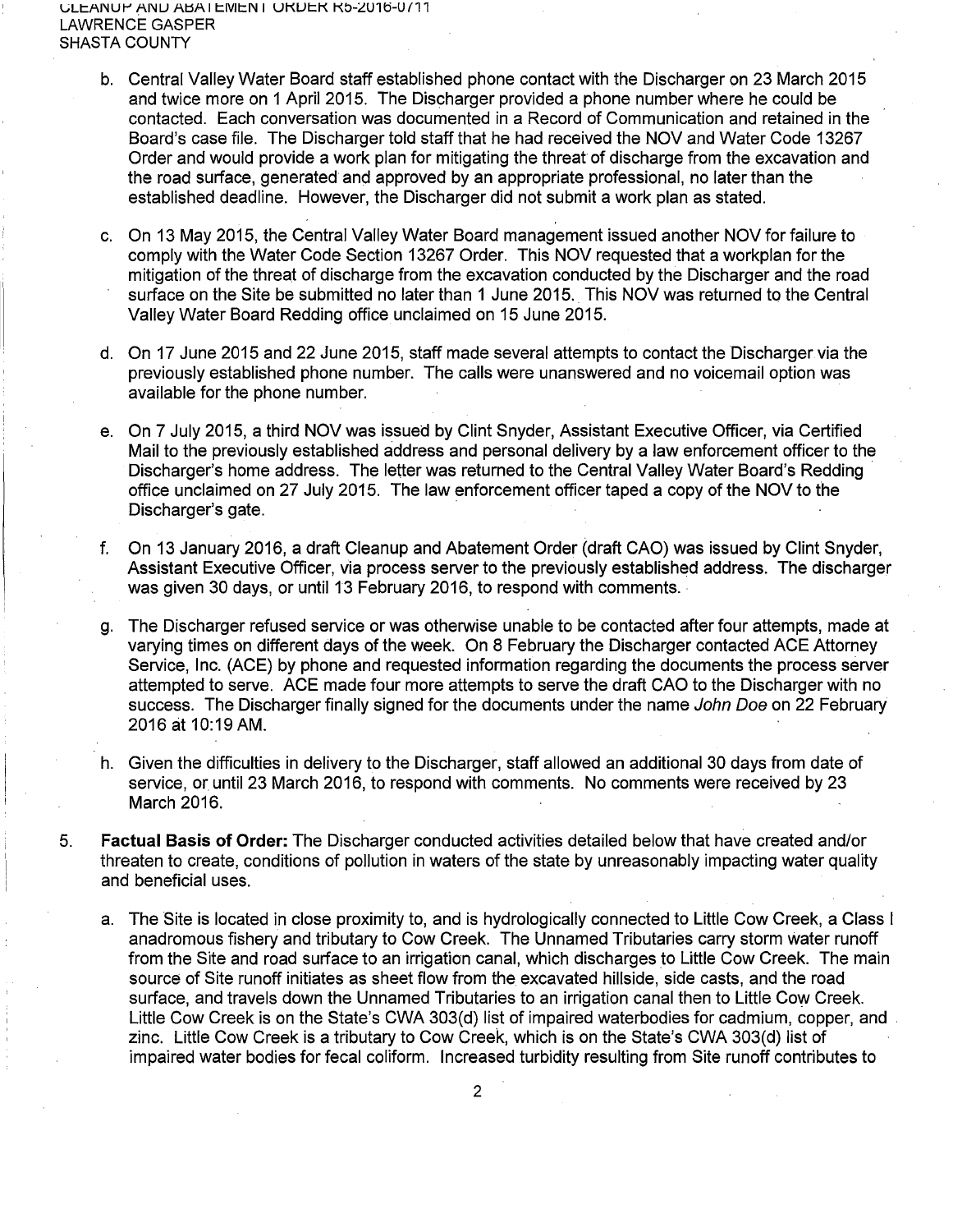b. Central Valley Water Board staff established phone contact with the Discharger on 23 March 2015 and twice more on 1 April 2015. The Discharger provided a phone number where he could be contacted. Each conversation was documented in a Record of Communication and retained in the Board's case file. The Discharger told staff that he had received the NOV and Water Code 13267 Order and would provide a work plan for mitigating the threat of discharge from the excavation and the road surface, generated and approved by an appropriate professional, no later than the established deadline. However, the Discharger did not submit a work plan as stated.

c. On 13 May 2015, the Central Valley Water Board management issued another NOV for failure to comply with the Water Code Section 13267 Order. This NOV requested that a workplan for the mitigation of the threat of discharge from the excavation conducted by the Discharger and the road surface on the Site be submitted no later than 1 June 2015. This NOV was returned to the Central Valley Water Board Redding office unclaimed on 15 June 2015.

d. On 17 June 2015 and 22 June 2015, staff made several attempts to contact the Discharger via the previously established phone number. The calls were unanswered and no voicemail option was available for the phone number.

e. On 7 July 2015, a third NOV was issued by Clint Snyder, Assistant Executive Officer, via Certified Mail to the previously established address and personal delivery by a law enforcement officer to the Discharger's home address. The letter was returned to the Central Valley Water Board's Redding office unclaimed on 27 July 2015. The law enforcement officer taped a copy of the NOV to the Discharger's gate.

f. On 13 January 2016, a draft Cleanup and Abatement Order (draft CAO) was issued by Clint Snyder, Assistant Executive Officer, via process server to the previously established address. The discharger was given 30 days, or until 13 February 2016, to respond with comments.

g. The Discharger refused service or was otherwise unable to be contacted after four attempts, made at varying times on different days of the week. On 8 February the Discharger contacted ACE Attorney Service, Inc. (ACE) by phone and requested information regarding the documents the process server attempted to serve. ACE made four more attempts to serve the draft CAO to the Discharger with no success. The Discharger finally signed for the documents under the name *John Doe* on 22 February 2016 at 10:19 AM.

h. Given the difficulties in delivery to the Discharger, staff allowed an additional 30 days from date of service, or until 23 March 2016, to respond with comments. No comments were received by 23 March 2016.

5. **Factual Basis of Order:** The Discharger conducted activities detailed below that have created and/or threaten to create, conditions of pollution in waters of the state by unreasonably impacting water quality and beneficial uses.

   a. The Site is located in close proximity to, and is hydrologically connected to Little Cow Creek, a Class I anadromous fishery and tributary to Cow Creek. The Unnamed Tributaries carry storm water runoff from the Site and road surface to an irrigation canal, which discharges to Little Cow Creek. The main source of Site runoff initiates as sheet flow from the excavated hillside, side casts, and the road surface, and travels down the Unnamed Tributaries to an irrigation canal then to Little Cow Creek. Little Cow Creek is on the State's CWA 303(d) list of impaired waterbodies for cadmium, copper, and zinc. Little Cow Creek is a tributary to Cow Creek, which is on the State's CWA 303(d) list of impaired water bodies for fecal coliform. Increased turbidity resulting from Site runoff contributes to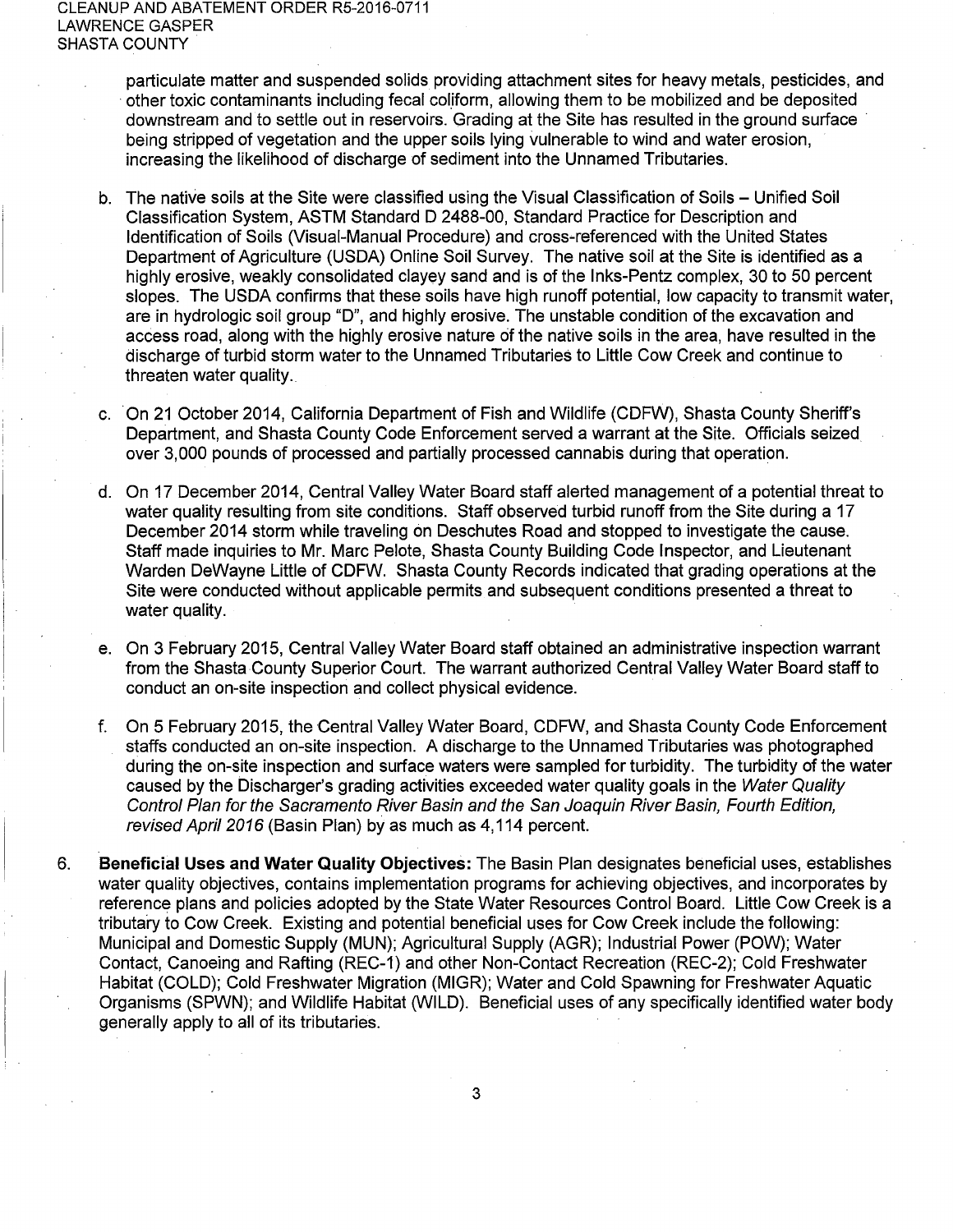particulate matter and suspended solids providing attachment sites for heavy metals, pesticides, and other toxic contaminants including fecal coliform, allowing them to be mobilized and be deposited downstream and to settle out in reservoirs. Grading at the Site has resulted in the ground surface being stripped of vegetation and the upper soils lying vulnerable to wind and water erosion, increasing the likelihood of discharge of sediment into the Unnamed Tributaries.

b. The native soils at the Site were classified using the Visual Classification of Soils – Unified Soil Classification System, ASTM Standard D 2488-00, Standard Practice for Description and Identification of Soils (Visual-Manual Procedure) and cross-referenced with the United States Department of Agriculture (USDA) Online Soil Survey. The native soil at the Site is identified as a highly erosive, weakly consolidated clayey sand and is of the Inks-Pentz complex, 30 to 50 percent slopes. The USDA confirms that these soils have high runoff potential, low capacity to transmit water, are in hydrologic soil group "D", and highly erosive. The unstable condition of the excavation and access road, along with the highly erosive nature of the native soils in the area, have resulted in the discharge of turbid storm water to the Unnamed Tributaries to Little Cow Creek and continue to threaten water quality.

c. On 21 October 2014, California Department of Fish and Wildlife (CDFW), Shasta County Sheriff's Department, and Shasta County Code Enforcement served a warrant at the Site. Officials seized over 3,000 pounds of processed and partially processed cannabis during that operation.

d. On 17 December 2014, Central Valley Water Board staff alerted management of a potential threat to water quality resulting from site conditions. Staff observed turbid runoff from the Site during a 17 December 2014 storm while traveling on Deschutes Road and stopped to investigate the cause. Staff made inquiries to Mr. Marc Pelote, Shasta County Building Code Inspector, and Lieutenant Warden DeWayne Little of CDFW. Shasta County Records indicated that grading operations at the Site were conducted without applicable permits and subsequent conditions presented a threat to water quality.

e. On 3 February 2015, Central Valley Water Board staff obtained an administrative inspection warrant from the Shasta County Superior Court. The warrant authorized Central Valley Water Board staff to conduct an on-site inspection and collect physical evidence.

f. On 5 February 2015, the Central Valley Water Board, CDFW, and Shasta County Code Enforcement staffs conducted an on-site inspection. A discharge to the Unnamed Tributaries was photographed during the on-site inspection and surface waters were sampled for turbidity. The turbidity of the water caused by the Discharger's grading activities exceeded water quality goals in the *Water Quality Control Plan for the Sacramento River Basin and the San Joaquin River Basin, Fourth Edition, revised April 2016* (Basin Plan) by as much as 4,114 percent.

6. **Beneficial Uses and Water Quality Objectives:** The Basin Plan designates beneficial uses, establishes water quality objectives, contains implementation programs for achieving objectives, and incorporates by reference plans and policies adopted by the State Water Resources Control Board. Little Cow Creek is a tributary to Cow Creek. Existing and potential beneficial uses for Cow Creek include the following: Municipal and Domestic Supply (MUN); Agricultural Supply (AGR); Industrial Power (POW); Water Contact, Canoeing and Rafting (REC-1) and other Non-Contact Recreation (REC-2); Cold Freshwater Habitat (COLD); Cold Freshwater Migration (MIGR); Water and Cold Spawning for Freshwater Aquatic Organisms (SPWN); and Wildlife Habitat (WILD). Beneficial uses of any specifically identified water body generally apply to all of its tributaries.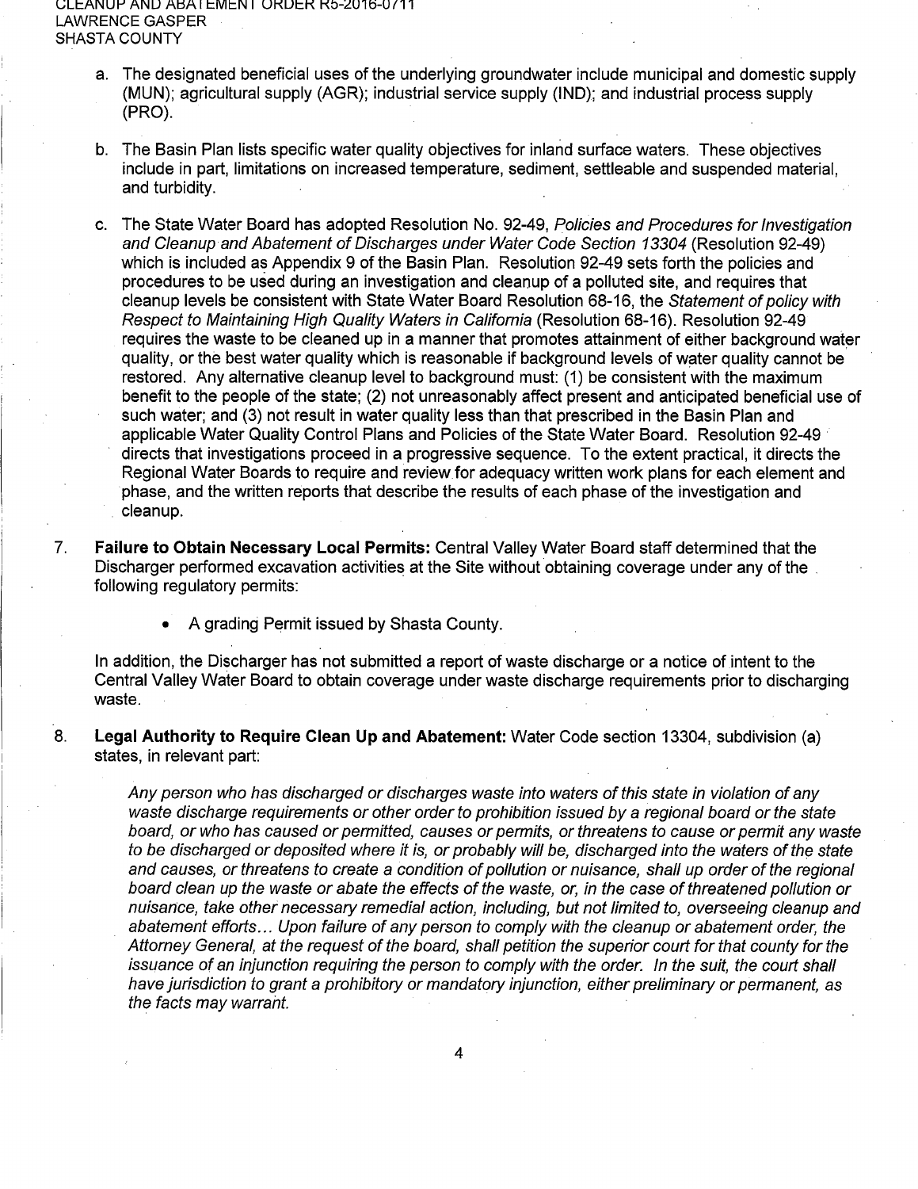a. The designated beneficial uses of the underlying groundwater include municipal and domestic supply (MUN); agricultural supply (AGR); industrial service supply (IND); and industrial process supply (PRO).

b. The Basin Plan lists specific water quality objectives for inland surface waters. These objectives include in part, limitations on increased temperature, sediment, settleable and suspended material, and turbidity.

c. The State Water Board has adopted Resolution No. 92-49, *Policies and Procedures for Investigation and Cleanup and Abatement of Discharges under Water Code Section 13304* (Resolution 92-49) which is included as Appendix 9 of the Basin Plan. Resolution 92-49 sets forth the policies and procedures to be used during an investigation and cleanup of a polluted site, and requires that cleanup levels be consistent with State Water Board Resolution 68-16, the *Statement of policy with Respect to Maintaining High Quality Waters in California* (Resolution 68-16). Resolution 92-49 requires the waste to be cleaned up in a manner that promotes attainment of either background water quality, or the best water quality which is reasonable if background levels of water quality cannot be restored. Any alternative cleanup level to background must: (1) be consistent with the maximum benefit to the people of the state; (2) not unreasonably affect present and anticipated beneficial use of such water; and (3) not result in water quality less than that prescribed in the Basin Plan and applicable Water Quality Control Plans and Policies of the State Water Board. Resolution 92-49 directs that investigations proceed in a progressive sequence. To the extent practical, it directs the Regional Water Boards to require and review for adequacy written work plans for each element and phase, and the written reports that describe the results of each phase of the investigation and cleanup.

7. **Failure to Obtain Necessary Local Permits:** Central Valley Water Board staff determined that the Discharger performed excavation activities at the Site without obtaining coverage under any of the following regulatory permits:

   - A grading Permit issued by Shasta County.

   In addition, the Discharger has not submitted a report of waste discharge or a notice of intent to the Central Valley Water Board to obtain coverage under waste discharge requirements prior to discharging waste.

8. **Legal Authority to Require Clean Up and Abatement:** Water Code section 13304, subdivision (a) states, in relevant part:

   *Any person who has discharged or discharges waste into waters of this state in violation of any waste discharge requirements or other order to prohibition issued by a regional board or the state board, or who has caused or permitted, causes or permits, or threatens to cause or permit any waste to be discharged or deposited where it is, or probably will be, discharged into the waters of the state and causes, or threatens to create a condition of pollution or nuisance, shall up order of the regional board clean up the waste or abate the effects of the waste, or, in the case of threatened pollution or nuisance, take other necessary remedial action, including, but not limited to, overseeing cleanup and abatement efforts... Upon failure of any person to comply with the cleanup or abatement order, the Attorney General, at the request of the board, shall petition the superior court for that county for the issuance of an injunction requiring the person to comply with the order. In the suit, the court shall have jurisdiction to grant a prohibitory or mandatory injunction, either preliminary or permanent, as the facts may warrant.*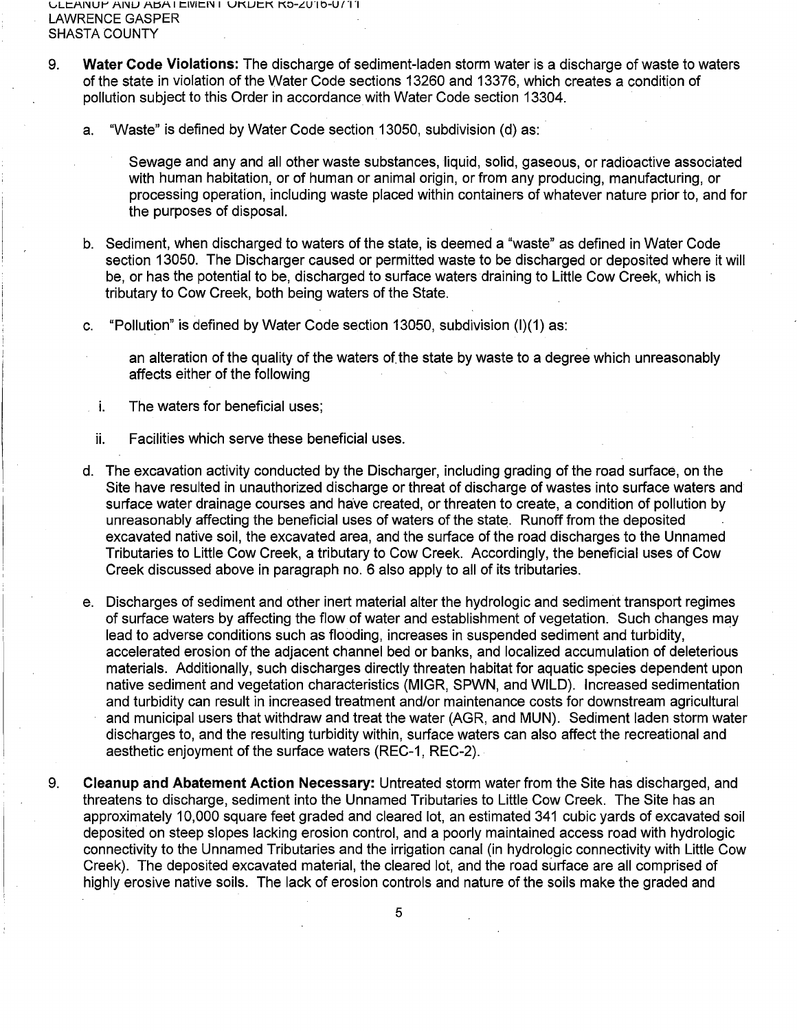9. **Water Code Violations:** The discharge of sediment-laden storm water is a discharge of waste to waters of the state in violation of the Water Code sections 13260 and 13376, which creates a condition of pollution subject to this Order in accordance with Water Code section 13304.

   a. "Waste" is defined by Water Code section 13050, subdivision (d) as:

      Sewage and any and all other waste substances, liquid, solid, gaseous, or radioactive associated with human habitation, or of human or animal origin, or from any producing, manufacturing, or processing operation, including waste placed within containers of whatever nature prior to, and for the purposes of disposal.

   b. Sediment, when discharged to waters of the state, is deemed a "waste" as defined in Water Code section 13050. The Discharger caused or permitted waste to be discharged or deposited where it will be, or has the potential to be, discharged to surface waters draining to Little Cow Creek, which is tributary to Cow Creek, both being waters of the State.

   c. "Pollution" is defined by Water Code section 13050, subdivision (l)(1) as:

      an alteration of the quality of the waters of the state by waste to a degree which unreasonably affects either of the following

      i. The waters for beneficial uses;

      ii. Facilities which serve these beneficial uses.

   d. The excavation activity conducted by the Discharger, including grading of the road surface, on the Site have resulted in unauthorized discharge or threat of discharge of wastes into surface waters and surface water drainage courses and have created, or threaten to create, a condition of pollution by unreasonably affecting the beneficial uses of waters of the state. Runoff from the deposited excavated native soil, the excavated area, and the surface of the road discharges to the Unnamed Tributaries to Little Cow Creek, a tributary to Cow Creek. Accordingly, the beneficial uses of Cow Creek discussed above in paragraph no. 6 also apply to all of its tributaries.

   e. Discharges of sediment and other inert material alter the hydrologic and sediment transport regimes of surface waters by affecting the flow of water and establishment of vegetation. Such changes may lead to adverse conditions such as flooding, increases in suspended sediment and turbidity, accelerated erosion of the adjacent channel bed or banks, and localized accumulation of deleterious materials. Additionally, such discharges directly threaten habitat for aquatic species dependent upon native sediment and vegetation characteristics (MIGR, SPWN, and WILD). Increased sedimentation and turbidity can result in increased treatment and/or maintenance costs for downstream agricultural and municipal users that withdraw and treat the water (AGR, and MUN). Sediment laden storm water discharges to, and the resulting turbidity within, surface waters can also affect the recreational and aesthetic enjoyment of the surface waters (REC-1, REC-2).

9. **Cleanup and Abatement Action Necessary:** Untreated storm water from the Site has discharged, and threatens to discharge, sediment into the Unnamed Tributaries to Little Cow Creek. The Site has an approximately 10,000 square feet graded and cleared lot, an estimated 341 cubic yards of excavated soil deposited on steep slopes lacking erosion control, and a poorly maintained access road with hydrologic connectivity to the Unnamed Tributaries and the irrigation canal (in hydrologic connectivity with Little Cow Creek). The deposited excavated material, the cleared lot, and the road surface are all comprised of highly erosive native soils. The lack of erosion controls and nature of the soils make the graded and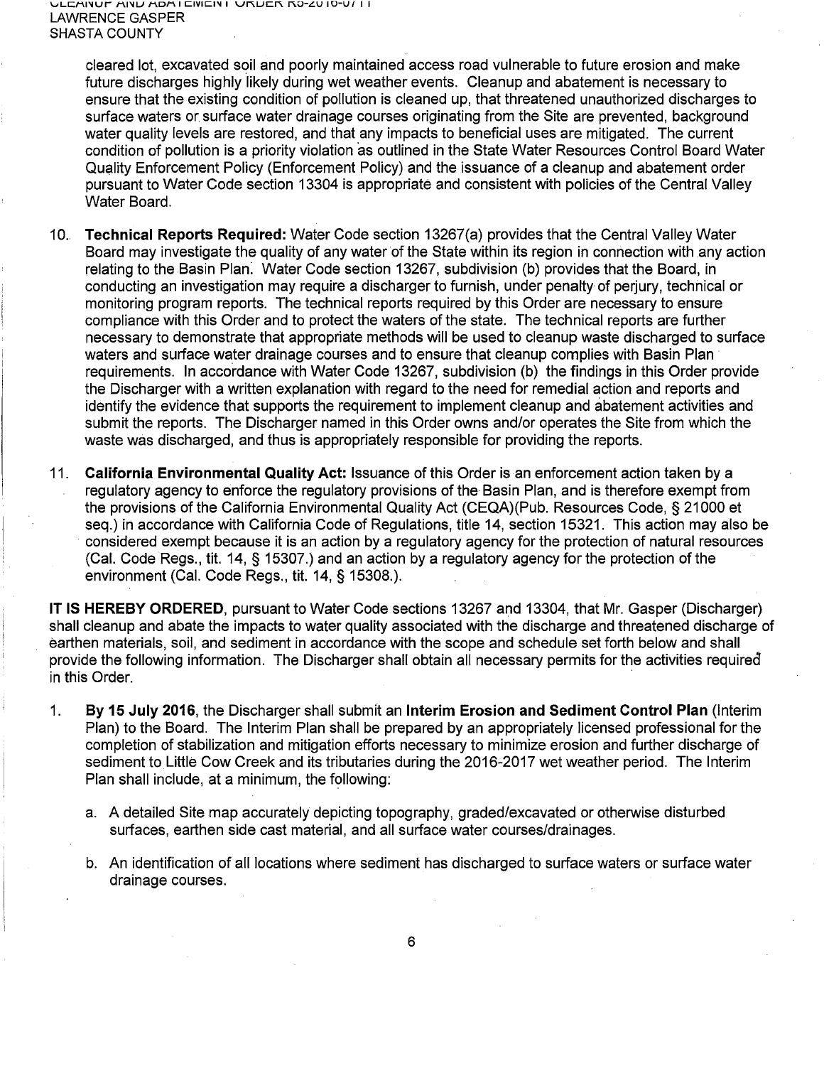cleared lot, excavated soil and poorly maintained access road vulnerable to future erosion and make future discharges highly likely during wet weather events. Cleanup and abatement is necessary to ensure that the existing condition of pollution is cleaned up, that threatened unauthorized discharges to surface waters or surface water drainage courses originating from the Site are prevented, background water quality levels are restored, and that any impacts to beneficial uses are mitigated. The current condition of pollution is a priority violation as outlined in the State Water Resources Control Board Water Quality Enforcement Policy (Enforcement Policy) and the issuance of a cleanup and abatement order pursuant to Water Code section 13304 is appropriate and consistent with policies of the Central Valley Water Board.

10. **Technical Reports Required:** Water Code section 13267(a) provides that the Central Valley Water Board may investigate the quality of any water of the State within its region in connection with any action relating to the Basin Plan. Water Code section 13267, subdivision (b) provides that the Board, in conducting an investigation may require a discharger to furnish, under penalty of perjury, technical or monitoring program reports. The technical reports required by this Order are necessary to ensure compliance with this Order and to protect the waters of the state. The technical reports are further necessary to demonstrate that appropriate methods will be used to cleanup waste discharged to surface waters and surface water drainage courses and to ensure that cleanup complies with Basin Plan requirements. In accordance with Water Code 13267, subdivision (b) the findings in this Order provide the Discharger with a written explanation with regard to the need for remedial action and reports and identify the evidence that supports the requirement to implement cleanup and abatement activities and submit the reports. The Discharger named in this Order owns and/or operates the Site from which the waste was discharged, and thus is appropriately responsible for providing the reports.

11. **California Environmental Quality Act:** Issuance of this Order is an enforcement action taken by a regulatory agency to enforce the regulatory provisions of the Basin Plan, and is therefore exempt from the provisions of the California Environmental Quality Act (CEQA)(Pub. Resources Code, § 21000 et seq.) in accordance with California Code of Regulations, title 14, section 15321. This action may also be considered exempt because it is an action by a regulatory agency for the protection of natural resources (Cal. Code Regs., tit. 14, § 15307.) and an action by a regulatory agency for the protection of the environment (Cal. Code Regs., tit. 14, § 15308.).

**IT IS HEREBY ORDERED**, pursuant to Water Code sections 13267 and 13304, that Mr. Gasper (Discharger) shall cleanup and abate the impacts to water quality associated with the discharge and threatened discharge of earthen materials, soil, and sediment in accordance with the scope and schedule set forth below and shall provide the following information. The Discharger shall obtain all necessary permits for the activities required in this Order.

1. **By 15 July 2016**, the Discharger shall submit an **Interim Erosion and Sediment Control Plan** (Interim Plan) to the Board. The Interim Plan shall be prepared by an appropriately licensed professional for the completion of stabilization and mitigation efforts necessary to minimize erosion and further discharge of sediment to Little Cow Creek and its tributaries during the 2016-2017 wet weather period. The Interim Plan shall include, at a minimum, the following:

    a. A detailed Site map accurately depicting topography, graded/excavated or otherwise disturbed surfaces, earthen side cast material, and all surface water courses/drainages.

    b. An identification of all locations where sediment has discharged to surface waters or surface water drainage courses.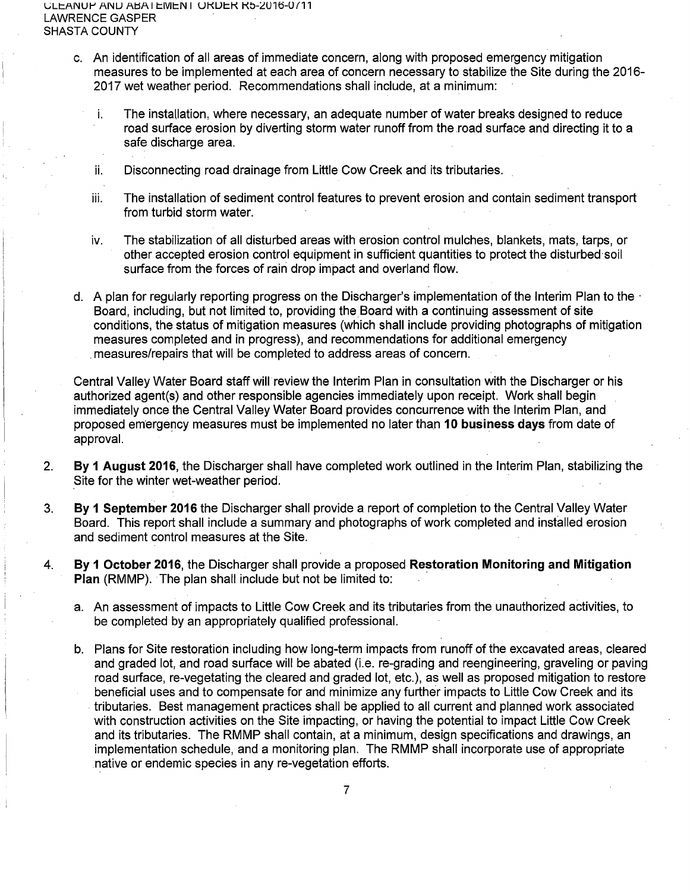c. An identification of all areas of immediate concern, along with proposed emergency mitigation measures to be implemented at each area of concern necessary to stabilize the Site during the 2016-2017 wet weather period. Recommendations shall include, at a minimum:

   i. The installation, where necessary, an adequate number of water breaks designed to reduce road surface erosion by diverting storm water runoff from the road surface and directing it to a safe discharge area.

   ii. Disconnecting road drainage from Little Cow Creek and its tributaries.

   iii. The installation of sediment control features to prevent erosion and contain sediment transport from turbid storm water.

   iv. The stabilization of all disturbed areas with erosion control mulches, blankets, mats, tarps, or other accepted erosion control equipment in sufficient quantities to protect the disturbed soil surface from the forces of rain drop impact and overland flow.

d. A plan for regularly reporting progress on the Discharger's implementation of the Interim Plan to the Board, including, but not limited to, providing the Board with a continuing assessment of site conditions, the status of mitigation measures (which shall include providing photographs of mitigation measures completed and in progress), and recommendations for additional emergency measures/repairs that will be completed to address areas of concern.

Central Valley Water Board staff will review the Interim Plan in consultation with the Discharger or his authorized agent(s) and other responsible agencies immediately upon receipt. Work shall begin immediately once the Central Valley Water Board provides concurrence with the Interim Plan, and proposed emergency measures must be implemented no later than **10 business days** from date of approval.

2. **By 1 August 2016**, the Discharger shall have completed work outlined in the Interim Plan, stabilizing the Site for the winter wet-weather period.

3. **By 1 September 2016** the Discharger shall provide a report of completion to the Central Valley Water Board. This report shall include a summary and photographs of work completed and installed erosion and sediment control measures at the Site.

4. **By 1 October 2016**, the Discharger shall provide a proposed **Restoration Monitoring and Mitigation Plan** (RMMP). The plan shall include but not be limited to:

   a. An assessment of impacts to Little Cow Creek and its tributaries from the unauthorized activities, to be completed by an appropriately qualified professional.

   b. Plans for Site restoration including how long-term impacts from runoff of the excavated areas, cleared and graded lot, and road surface will be abated (i.e. re-grading and reengineering, graveling or paving road surface, re-vegetating the cleared and graded lot, etc.), as well as proposed mitigation to restore beneficial uses and to compensate for and minimize any further impacts to Little Cow Creek and its tributaries. Best management practices shall be applied to all current and planned work associated with construction activities on the Site impacting, or having the potential to impact Little Cow Creek and its tributaries. The RMMP shall contain, at a minimum, design specifications and drawings, an implementation schedule, and a monitoring plan. The RMMP shall incorporate use of appropriate native or endemic species in any re-vegetation efforts.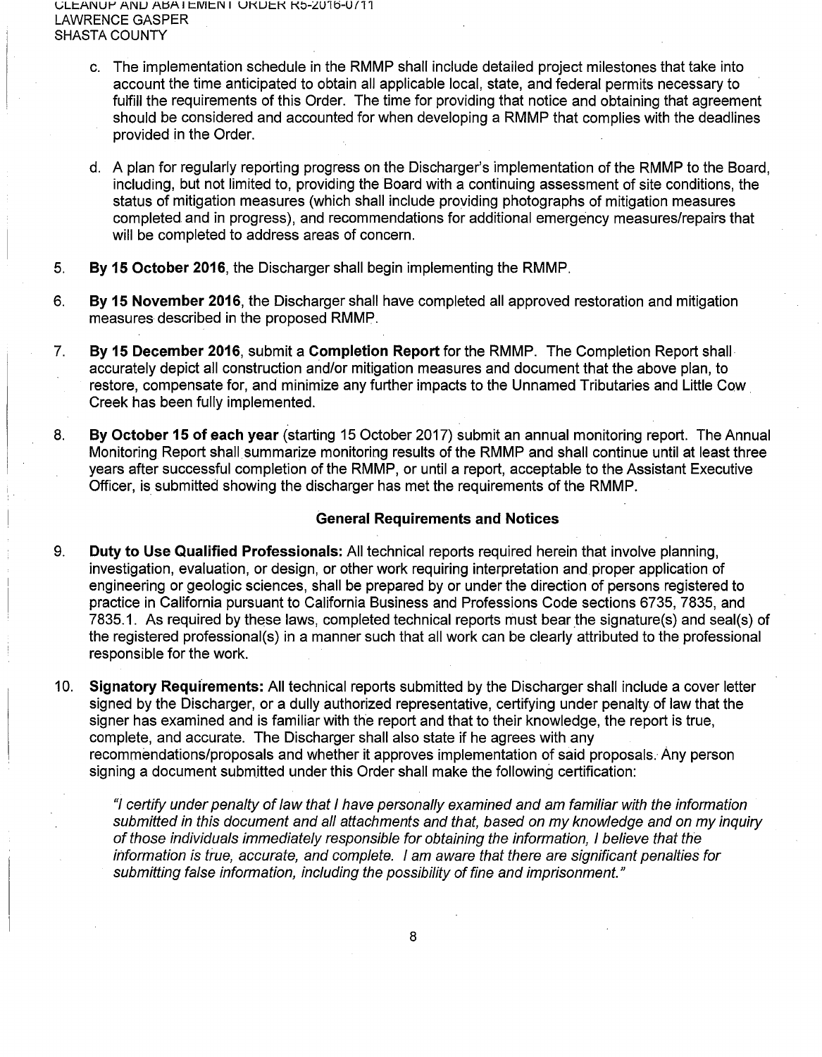c. The implementation schedule in the RMMP shall include detailed project milestones that take into account the time anticipated to obtain all applicable local, state, and federal permits necessary to fulfill the requirements of this Order. The time for providing that notice and obtaining that agreement should be considered and accounted for when developing a RMMP that complies with the deadlines provided in the Order.

d. A plan for regularly reporting progress on the Discharger's implementation of the RMMP to the Board, including, but not limited to, providing the Board with a continuing assessment of site conditions, the status of mitigation measures (which shall include providing photographs of mitigation measures completed and in progress), and recommendations for additional emergency measures/repairs that will be completed to address areas of concern.

5. **By 15 October 2016**, the Discharger shall begin implementing the RMMP.

6. **By 15 November 2016**, the Discharger shall have completed all approved restoration and mitigation measures described in the proposed RMMP.

7. **By 15 December 2016**, submit a **Completion Report** for the RMMP. The Completion Report shall accurately depict all construction and/or mitigation measures and document that the above plan, to restore, compensate for, and minimize any further impacts to the Unnamed Tributaries and Little Cow Creek has been fully implemented.

8. **By October 15 of each year** (starting 15 October 2017) submit an annual monitoring report. The Annual Monitoring Report shall summarize monitoring results of the RMMP and shall continue until at least three years after successful completion of the RMMP, or until a report, acceptable to the Assistant Executive Officer, is submitted showing the discharger has met the requirements of the RMMP.

### General Requirements and Notices

9. **Duty to Use Qualified Professionals:** All technical reports required herein that involve planning, investigation, evaluation, or design, or other work requiring interpretation and proper application of engineering or geologic sciences, shall be prepared by or under the direction of persons registered to practice in California pursuant to California Business and Professions Code sections 6735, 7835, and 7835.1. As required by these laws, completed technical reports must bear the signature(s) and seal(s) of the registered professional(s) in a manner such that all work can be clearly attributed to the professional responsible for the work.

10. **Signatory Requirements:** All technical reports submitted by the Discharger shall include a cover letter signed by the Discharger, or a dully authorized representative, certifying under penalty of law that the signer has examined and is familiar with the report and that to their knowledge, the report is true, complete, and accurate. The Discharger shall also state if he agrees with any recommendations/proposals and whether it approves implementation of said proposals. Any person signing a document submitted under this Order shall make the following certification:

    *"I certify under penalty of law that I have personally examined and am familiar with the information submitted in this document and all attachments and that, based on my knowledge and on my inquiry of those individuals immediately responsible for obtaining the information, I believe that the information is true, accurate, and complete. I am aware that there are significant penalties for submitting false information, including the possibility of fine and imprisonment."*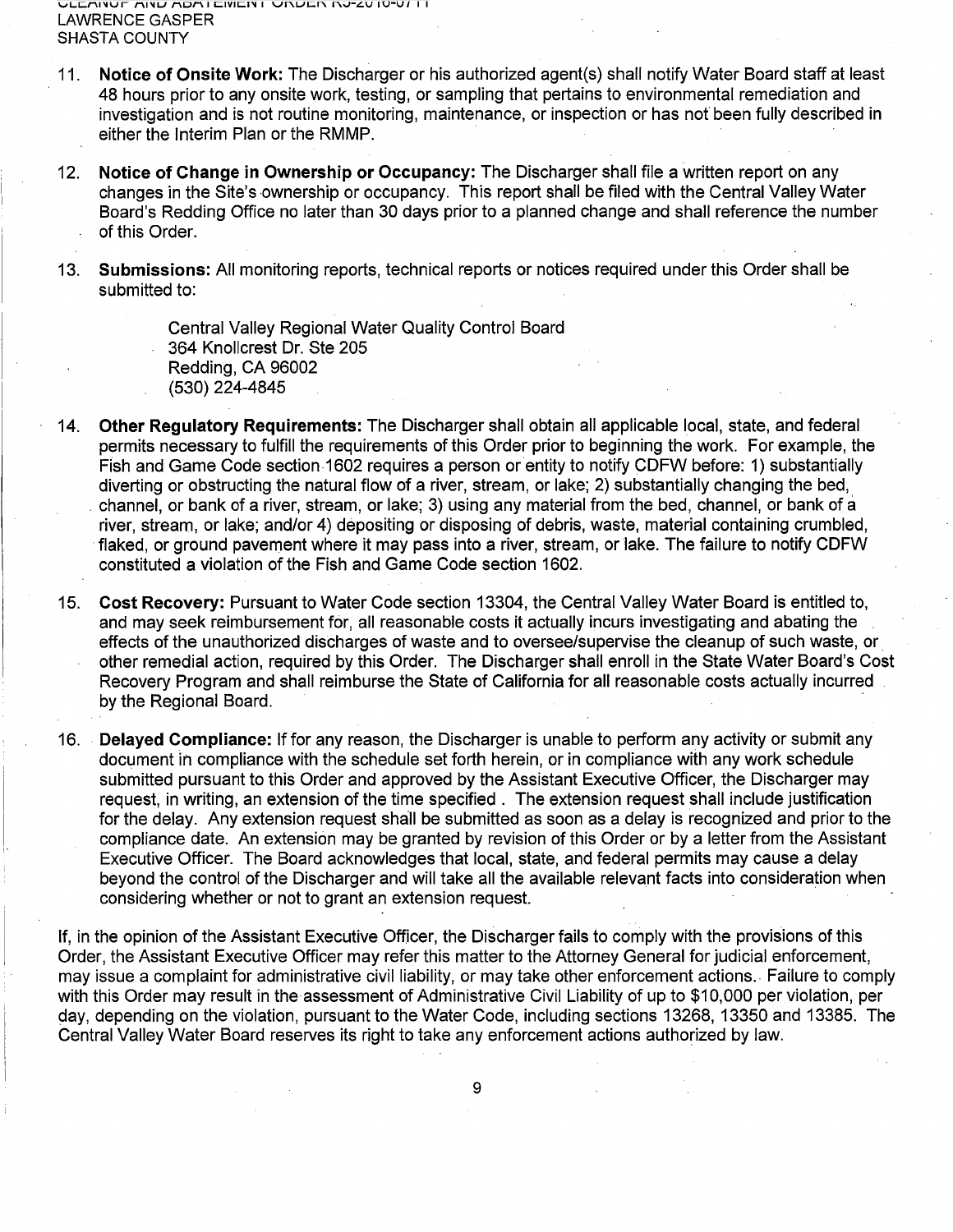11. **Notice of Onsite Work:** The Discharger or his authorized agent(s) shall notify Water Board staff at least 48 hours prior to any onsite work, testing, or sampling that pertains to environmental remediation and investigation and is not routine monitoring, maintenance, or inspection or has not been fully described in either the Interim Plan or the RMMP.

12. **Notice of Change in Ownership or Occupancy:** The Discharger shall file a written report on any changes in the Site's ownership or occupancy. This report shall be filed with the Central Valley Water Board's Redding Office no later than 30 days prior to a planned change and shall reference the number of this Order.

13. **Submissions:** All monitoring reports, technical reports or notices required under this Order shall be submitted to:

    Central Valley Regional Water Quality Control Board
    364 Knollcrest Dr. Ste 205
    Redding, CA 96002
    (530) 224-4845

14. **Other Regulatory Requirements:** The Discharger shall obtain all applicable local, state, and federal permits necessary to fulfill the requirements of this Order prior to beginning the work. For example, the Fish and Game Code section 1602 requires a person or entity to notify CDFW before: 1) substantially diverting or obstructing the natural flow of a river, stream, or lake; 2) substantially changing the bed, channel, or bank of a river, stream, or lake; 3) using any material from the bed, channel, or bank of a river, stream, or lake; and/or 4) depositing or disposing of debris, waste, material containing crumbled, flaked, or ground pavement where it may pass into a river, stream, or lake. The failure to notify CDFW constituted a violation of the Fish and Game Code section 1602.

15. **Cost Recovery:** Pursuant to Water Code section 13304, the Central Valley Water Board is entitled to, and may seek reimbursement for, all reasonable costs it actually incurs investigating and abating the effects of the unauthorized discharges of waste and to oversee/supervise the cleanup of such waste, or other remedial action, required by this Order. The Discharger shall enroll in the State Water Board's Cost Recovery Program and shall reimburse the State of California for all reasonable costs actually incurred by the Regional Board.

16. **Delayed Compliance:** If for any reason, the Discharger is unable to perform any activity or submit any document in compliance with the schedule set forth herein, or in compliance with any work schedule submitted pursuant to this Order and approved by the Assistant Executive Officer, the Discharger may request, in writing, an extension of the time specified . The extension request shall include justification for the delay. Any extension request shall be submitted as soon as a delay is recognized and prior to the compliance date. An extension may be granted by revision of this Order or by a letter from the Assistant Executive Officer. The Board acknowledges that local, state, and federal permits may cause a delay beyond the control of the Discharger and will take all the available relevant facts into consideration when considering whether or not to grant an extension request.

If, in the opinion of the Assistant Executive Officer, the Discharger fails to comply with the provisions of this Order, the Assistant Executive Officer may refer this matter to the Attorney General for judicial enforcement, may issue a complaint for administrative civil liability, or may take other enforcement actions. Failure to comply with this Order may result in the assessment of Administrative Civil Liability of up to $10,000 per violation, per day, depending on the violation, pursuant to the Water Code, including sections 13268, 13350 and 13385. The Central Valley Water Board reserves its right to take any enforcement actions authorized by law.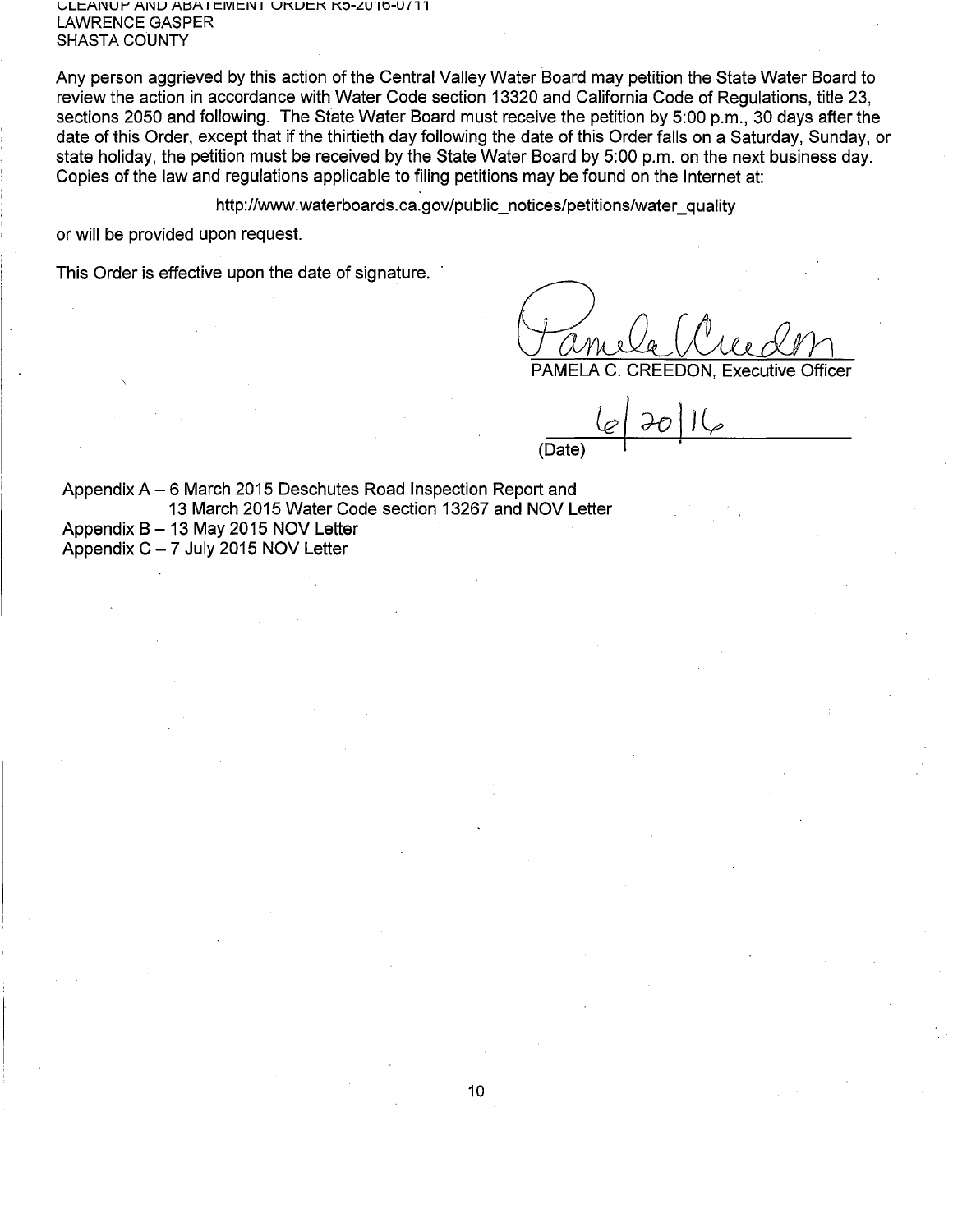Any person aggrieved by this action of the Central Valley Water Board may petition the State Water Board to review the action in accordance with Water Code section 13320 and California Code of Regulations, title 23, sections 2050 and following. The State Water Board must receive the petition by 5:00 p.m., 30 days after the date of this Order, except that if the thirtieth day following the date of this Order falls on a Saturday, Sunday, or state holiday, the petition must be received by the State Water Board by 5:00 p.m. on the next business day. Copies of the law and regulations applicable to filing petitions may be found on the Internet at:

http://www.waterboards.ca.gov/public_notices/petitions/water_quality

or will be provided upon request.

This Order is effective upon the date of signature.

PAMELA C. CREEDON, Executive Officer

6/20/16
(Date)

Appendix A – 6 March 2015 Deschutes Road Inspection Report and 13 March 2015 Water Code section 13267 and NOV Letter
Appendix B – 13 May 2015 NOV Letter
Appendix C – 7 July 2015 NOV Letter